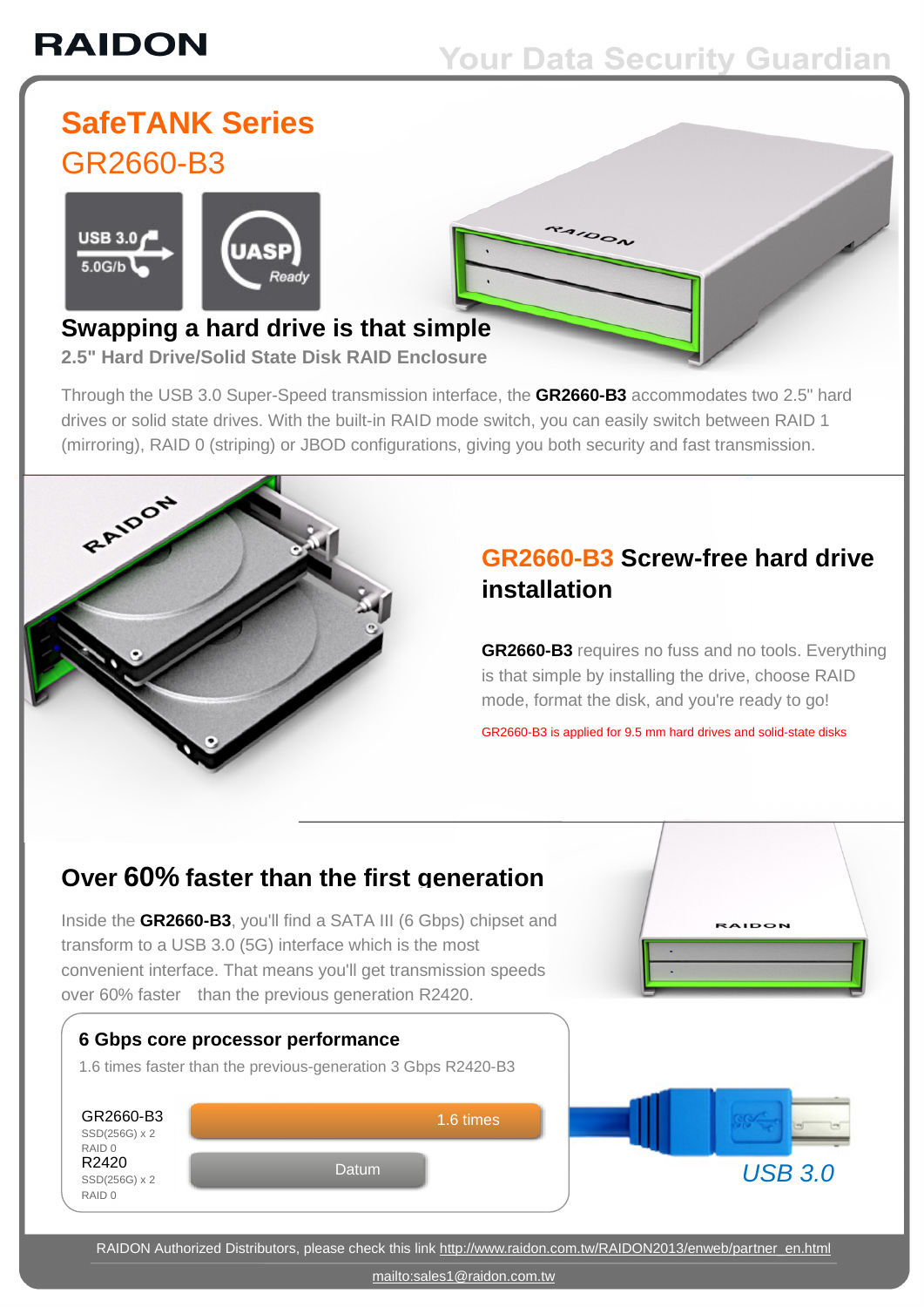RAIDON

Your Data Security Guardian

# SafeTANK Series

## GR2660-B3

USB 3.0 5.0G/b

UASP Ready

### Swapping a hard drive is that simple

**2.5" Hard Drive/Solid State Disk RAID Enclosure**

Through the USB 3.0 Super-Speed transmission interface, the **GR2660-B3** accommodates two 2.5" hard drives or solid state drives. With the built-in RAID mode switch, you can easily switch between RAID 1 (mirroring), RAID 0 (striping) or JBOD configurations, giving you both security and fast transmission.

### GR2660-B3 Screw-free hard drive installation

**GR2660-B3** requires no fuss and no tools. Everything is that simple by installing the drive, choose RAID mode, format the disk, and you're ready to go!

GR2660-B3 is applied for 9.5 mm hard drives and solid-state disks

### Over 60% faster than the first generation

Inside the **GR2660-B3**, you'll find a SATA III (6 Gbps) chipset and transform to a USB 3.0 (5G) interface which is the most convenient interface. That means you'll get transmission speeds over 60% faster than the previous generation R2420.

**6 Gbps core processor performance**

1.6 times faster than the previous-generation 3 Gbps R2420-B3

| Model | Performance |
|---|---|
| GR2660-B3 SSD(256G) x 2 RAID 0 | 1.6 times |
| R2420 SSD(256G) x 2 RAID 0 | Datum |

USB 3.0

RAIDON Authorized Distributors, please check this link http://www.raidon.com.tw/RAIDON2013/enweb/partner_en.html

mailto:sales1@raidon.com.tw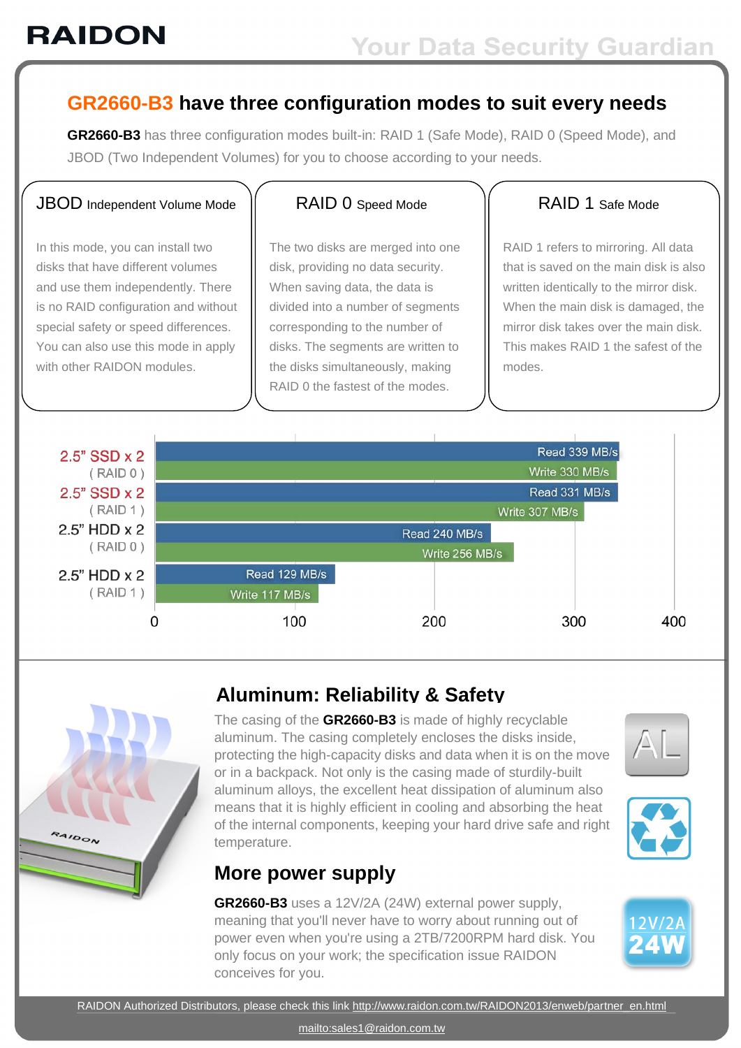## GR2660-B3 have three configuration modes to suit every needs

**GR2660-B3** has three configuration modes built-in: RAID 1 (Safe Mode), RAID 0 (Speed Mode), and JBOD (Two Independent Volumes) for you to choose according to your needs.

### JBOD Independent Volume Mode

In this mode, you can install two disks that have different volumes and use them independently. There is no RAID configuration and without special safety or speed differences. You can also use this mode in apply with other RAIDON modules.

### RAID 0 Speed Mode

The two disks are merged into one disk, providing no data security. When saving data, the data is divided into a number of segments corresponding to the number of disks. The segments are written to the disks simultaneously, making RAID 0 the fastest of the modes.

### RAID 1 Safe Mode

RAID 1 refers to mirroring. All data that is saved on the main disk is also written identically to the mirror disk. When the main disk is damaged, the mirror disk takes over the main disk. This makes RAID 1 the safest of the modes.

| Configuration | Read | Write |
| --- | --- | --- |
| 2.5" SSD x 2 (RAID 0) | 339 MB/s | 330 MB/s |
| 2.5" SSD x 2 (RAID 1) | 331 MB/s | 307 MB/s |
| 2.5" HDD x 2 (RAID 0) | 240 MB/s | 256 MB/s |
| 2.5" HDD x 2 (RAID 1) | 129 MB/s | 117 MB/s |

## Aluminum: Reliability & Safety

The casing of the **GR2660-B3** is made of highly recyclable aluminum. The casing completely encloses the disks inside, protecting the high-capacity disks and data when it is on the move or in a backpack. Not only is the casing made of sturdily-built aluminum alloys, the excellent heat dissipation of aluminum also means that it is highly efficient in cooling and absorbing the heat of the internal components, keeping your hard drive safe and right temperature.

## More power supply

**GR2660-B3** uses a 12V/2A (24W) external power supply, meaning that you'll never have to worry about running out of power even when you're using a 2TB/7200RPM hard disk. You only focus on your work; the specification issue RAIDON conceives for you.

RAIDON Authorized Distributors, please check this link http://www.raidon.com.tw/RAIDON2013/enweb/partner_en.html

mailto:sales1@raidon.com.tw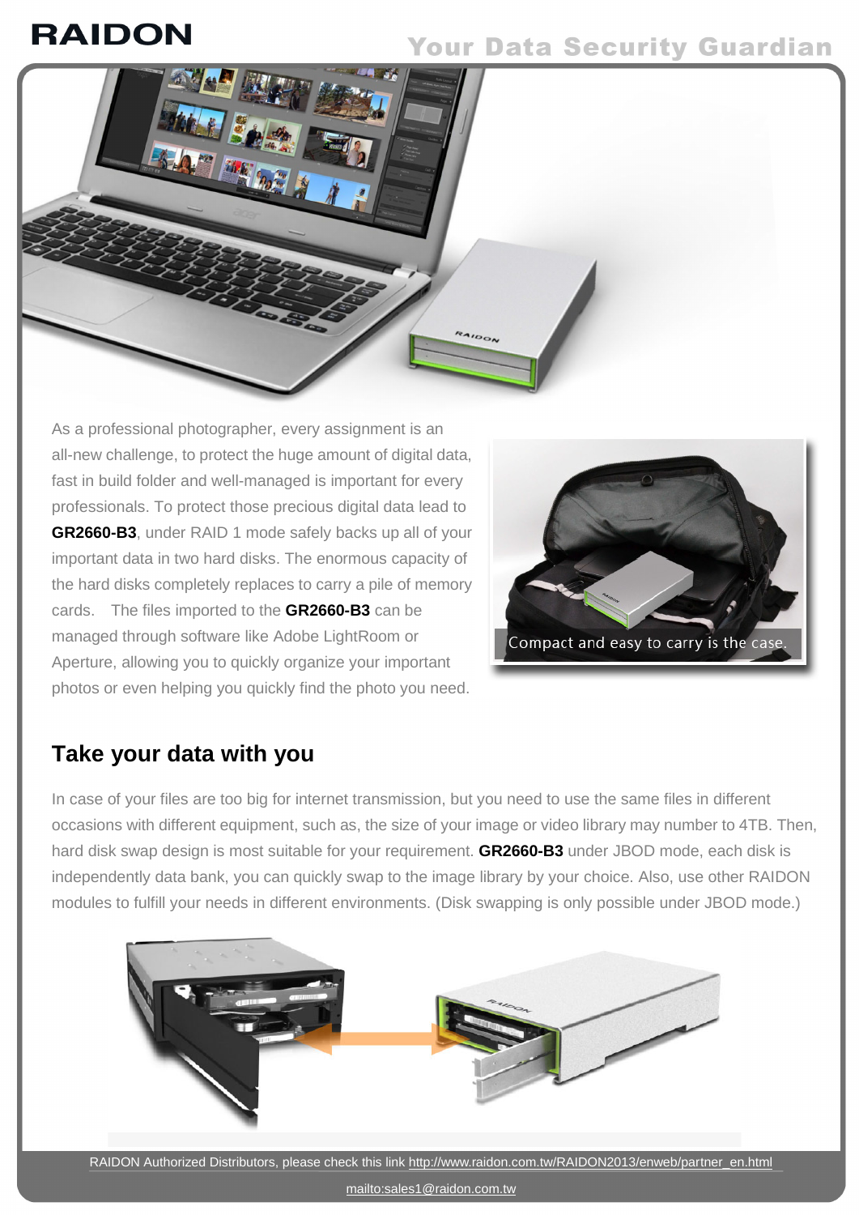As a professional photographer, every assignment is an all-new challenge, to protect the huge amount of digital data, fast in build folder and well-managed is important for every professionals. To protect those precious digital data lead to **GR2660-B3**, under RAID 1 mode safely backs up all of your important data in two hard disks. The enormous capacity of the hard disks completely replaces to carry a pile of memory cards. The files imported to the **GR2660-B3** can be managed through software like Adobe LightRoom or Aperture, allowing you to quickly organize your important photos or even helping you quickly find the photo you need.

Compact and easy to carry is the case.

## Take your data with you

In case of your files are too big for internet transmission, but you need to use the same files in different occasions with different equipment, such as, the size of your image or video library may number to 4TB. Then, hard disk swap design is most suitable for your requirement. **GR2660-B3** under JBOD mode, each disk is independently data bank, you can quickly swap to the image library by your choice. Also, use other RAIDON modules to fulfill your needs in different environments. (Disk swapping is only possible under JBOD mode.)

RAIDON Authorized Distributors, please check this link http://www.raidon.com.tw/RAIDON2013/enweb/partner_en.html

mailto:sales1@raidon.com.tw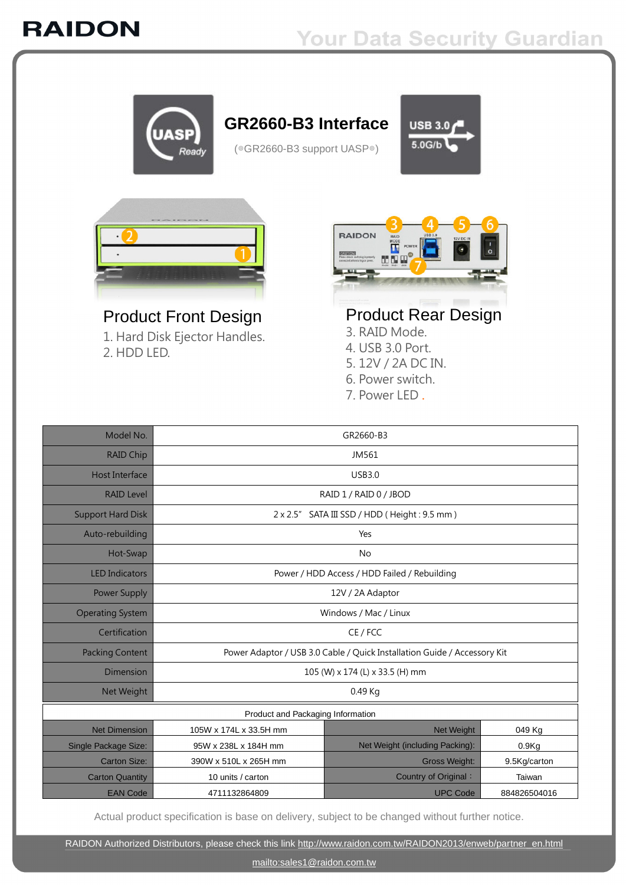RAIDON

Your Data Security Guardian

UASP Ready

## GR2660-B3 Interface

(◎GR2660-B3 support UASP◎)

USB 3.0 5.0G/b

### Product Front Design

1. Hard Disk Ejector Handles.
2. HDD LED.

### Product Rear Design

3. RAID Mode.
4. USB 3.0 Port.
5. 12V / 2A DC IN.
6. Power switch.
7. Power LED .

| | |
|---|---|
| Model No. | GR2660-B3 |
| RAID Chip | JM561 |
| Host Interface | USB3.0 |
| RAID Level | RAID 1 / RAID 0 / JBOD |
| Support Hard Disk | 2 x 2.5" SATA Ⅲ SSD / HDD ( Height : 9.5 mm ) |
| Auto-rebuilding | Yes |
| Hot-Swap | No |
| LED Indicators | Power / HDD Access / HDD Failed / Rebuilding |
| Power Supply | 12V / 2A Adaptor |
| Operating System | Windows / Mac / Linux |
| Certification | CE / FCC |
| Packing Content | Power Adaptor / USB 3.0 Cable / Quick Installation Guide / Accessory Kit |
| Dimension | 105 (W) x 174 (L) x 33.5 (H) mm |
| Net Weight | 0.49 Kg |

| Product and Packaging Information | | | |
|---|---|---|---|
| Net Dimension | 105W x 174L x 33.5H mm | Net Weight | 049 Kg |
| Single Package Size: | 95W x 238L x 184H mm | Net Weight (including Packing): | 0.9Kg |
| Carton Size: | 390W x 510L x 265H mm | Gross Weight: | 9.5Kg/carton |
| Carton Quantity | 10 units / carton | Country of Original： | Taiwan |
| EAN Code | 4711132864809 | UPC Code | 884826504016 |

Actual product specification is base on delivery, subject to be changed without further notice.

RAIDON Authorized Distributors, please check this link http://www.raidon.com.tw/RAIDON2013/enweb/partner_en.html

mailto:sales1@raidon.com.tw